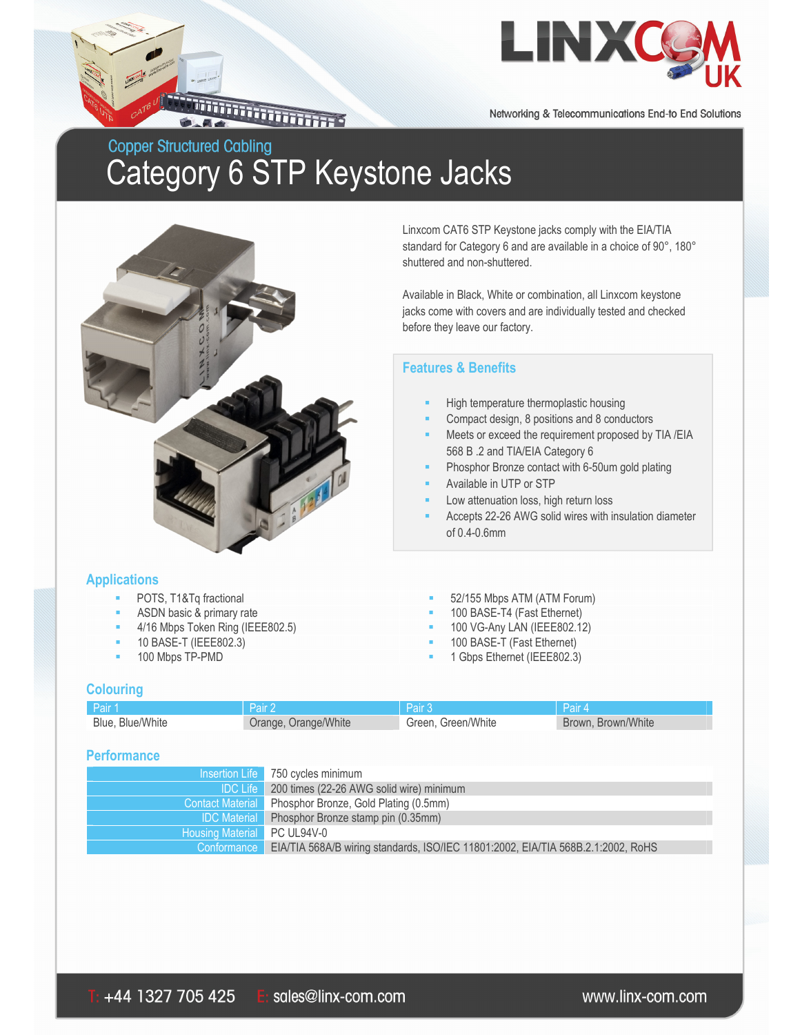Copper Structured Cabling

# Category 6 STP Keystone Jacks

Linxcom CAT6 STP Keystone jacks comply with the EIA/TIA standard for Category 6 and are available in a choice of 90°, 180° shuttered and non-shuttered.

Available in Black, White or combination, all Linxcom keystone jacks come with covers and are individually tested and checked before they leave our factory.

## Features & Benefits

- High temperature thermoplastic housing
- Compact design, 8 positions and 8 conductors
- Meets or exceed the requirement proposed by TIA /EIA 568 B .2 and TIA/EIA Category 6
- Phosphor Bronze contact with 6-50um gold plating
- Available in UTP or STP
- Low attenuation loss, high return loss
- Accepts 22-26 AWG solid wires with insulation diameter of 0.4-0.6mm

## Applications

- POTS, T1&Tq fractional
- ASDN basic & primary rate
- 4/16 Mbps Token Ring (IEEE802.5)
- 10 BASE-T (IEEE802.3)
- 100 Mbps TP-PMD
- 52/155 Mbps ATM (ATM Forum)
- 100 BASE-T4 (Fast Ethernet)
- 100 VG-Any LAN (IEEE802.12)
- 100 BASE-T (Fast Ethernet)
- 1 Gbps Ethernet (IEEE802.3)

## Colouring

| Pair 1 | Pair 2 | Pair 3 | Pair 4 |
|---|---|---|---|
| Blue, Blue/White | Orange, Orange/White | Green, Green/White | Brown, Brown/White |

## Performance

| | |
|---|---|
| Insertion Life | 750 cycles minimum |
| IDC Life | 200 times (22-26 AWG solid wire) minimum |
| Contact Material | Phosphor Bronze, Gold Plating (0.5mm) |
| IDC Material | Phosphor Bronze stamp pin (0.35mm) |
| Housing Material | PC UL94V-0 |
| Conformance | EIA/TIA 568A/B wiring standards, ISO/IEC 11801:2002, EIA/TIA 568B.2.1:2002, RoHS |

T: +44 1327 705 425 E: sales@linx-com.com www.linx-com.com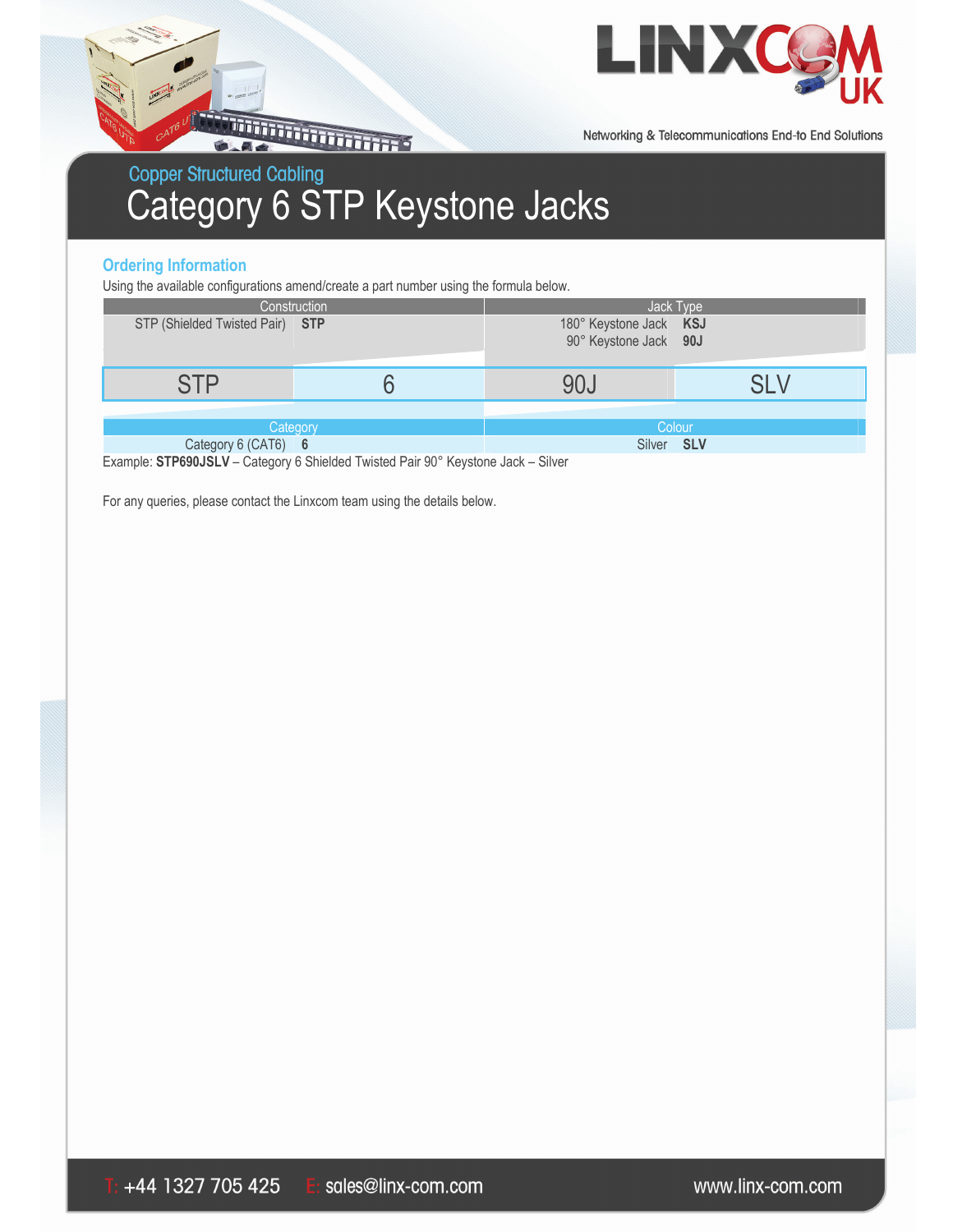Copper Structured Cabling

# Category 6 STP Keystone Jacks

## Ordering Information

Using the available configurations amend/create a part number using the formula below.

| Construction | | Jack Type | |
|---|---|---|---|
| STP (Shielded Twisted Pair) | **STP** | 180° Keystone Jack | **KSJ** |
| | | 90° Keystone Jack | **90J** |

| | | | |
|---|---|---|---|
| STP | 6 | 90J | SLV |

| Category | | Colour | |
|---|---|---|---|
| Category 6 (CAT6) | **6** | Silver | **SLV** |

Example: **STP690JSLV** – Category 6 Shielded Twisted Pair 90° Keystone Jack – Silver

For any queries, please contact the Linxcom team using the details below.

T: +44 1327 705 425 E: sales@linx-com.com www.linx-com.com